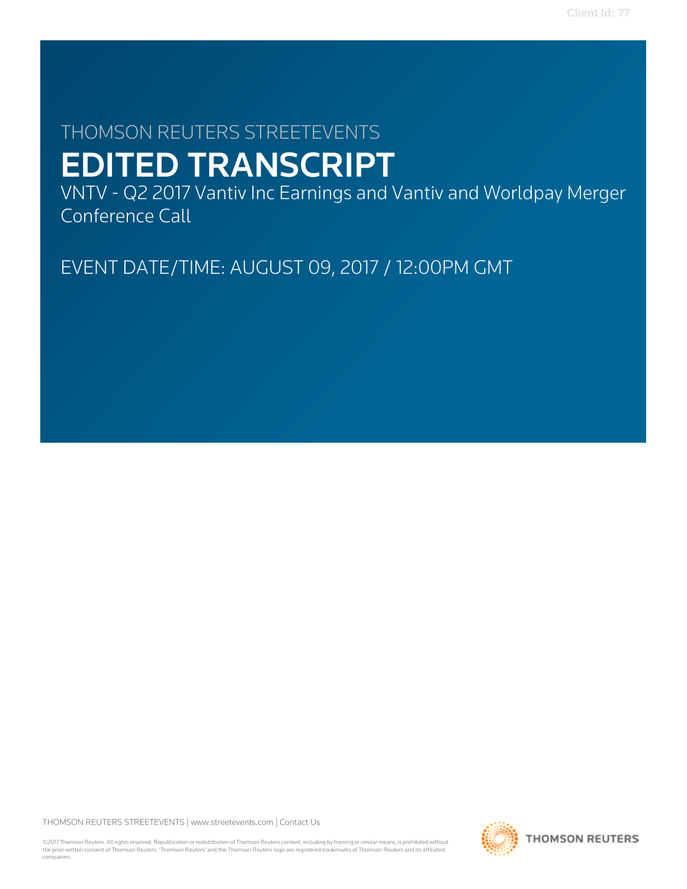THOMSON REUTERS STREETEVENTS

# EDITED TRANSCRIPT

VNTV - Q2 2017 Vantiv Inc Earnings and Vantiv and Worldpay Merger Conference Call

EVENT DATE/TIME: AUGUST 09, 2017 / 12:00PM GMT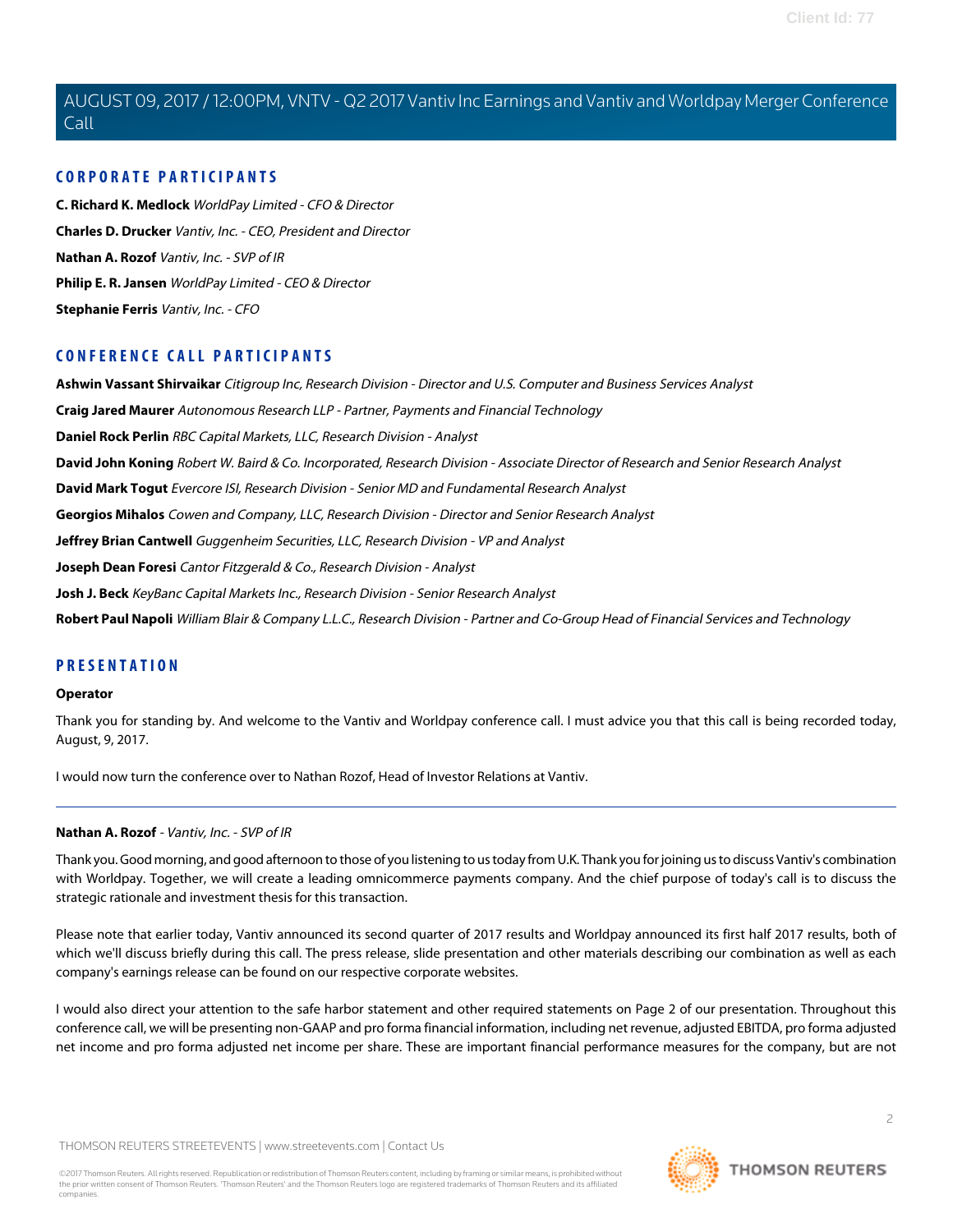## CORPORATE PARTICIPANTS

**C. Richard K. Medlock** *WorldPay Limited - CFO & Director*

**Charles D. Drucker** *Vantiv, Inc. - CEO, President and Director*

**Nathan A. Rozof** *Vantiv, Inc. - SVP of IR*

**Philip E. R. Jansen** *WorldPay Limited - CEO & Director*

**Stephanie Ferris** *Vantiv, Inc. - CFO*

## CONFERENCE CALL PARTICIPANTS

**Ashwin Vassant Shirvaikar** *Citigroup Inc, Research Division - Director and U.S. Computer and Business Services Analyst*

**Craig Jared Maurer** *Autonomous Research LLP - Partner, Payments and Financial Technology*

**Daniel Rock Perlin** *RBC Capital Markets, LLC, Research Division - Analyst*

**David John Koning** *Robert W. Baird & Co. Incorporated, Research Division - Associate Director of Research and Senior Research Analyst*

**David Mark Togut** *Evercore ISI, Research Division - Senior MD and Fundamental Research Analyst*

**Georgios Mihalos** *Cowen and Company, LLC, Research Division - Director and Senior Research Analyst*

**Jeffrey Brian Cantwell** *Guggenheim Securities, LLC, Research Division - VP and Analyst*

**Joseph Dean Foresi** *Cantor Fitzgerald & Co., Research Division - Analyst*

**Josh J. Beck** *KeyBanc Capital Markets Inc., Research Division - Senior Research Analyst*

**Robert Paul Napoli** *William Blair & Company L.L.C., Research Division - Partner and Co-Group Head of Financial Services and Technology*

## PRESENTATION

**Operator**

Thank you for standing by. And welcome to the Vantiv and Worldpay conference call. I must advice you that this call is being recorded today, August, 9, 2017.

I would now turn the conference over to Nathan Rozof, Head of Investor Relations at Vantiv.

---

**Nathan A. Rozof** - *Vantiv, Inc. - SVP of IR*

Thank you. Good morning, and good afternoon to those of you listening to us today from U.K. Thank you for joining us to discuss Vantiv's combination with Worldpay. Together, we will create a leading omnicommerce payments company. And the chief purpose of today's call is to discuss the strategic rationale and investment thesis for this transaction.

Please note that earlier today, Vantiv announced its second quarter of 2017 results and Worldpay announced its first half 2017 results, both of which we'll discuss briefly during this call. The press release, slide presentation and other materials describing our combination as well as each company's earnings release can be found on our respective corporate websites.

I would also direct your attention to the safe harbor statement and other required statements on Page 2 of our presentation. Throughout this conference call, we will be presenting non-GAAP and pro forma financial information, including net revenue, adjusted EBITDA, pro forma adjusted net income and pro forma adjusted net income per share. These are important financial performance measures for the company, but are not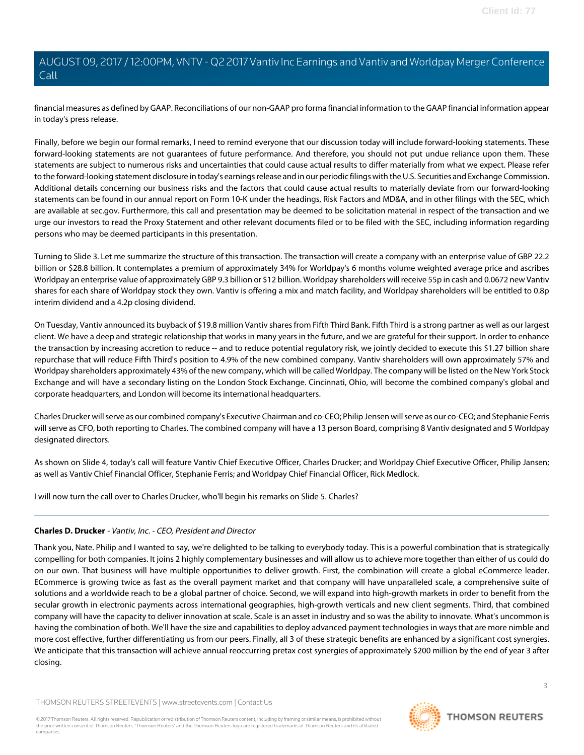financial measures as defined by GAAP. Reconciliations of our non-GAAP pro forma financial information to the GAAP financial information appear in today's press release.

Finally, before we begin our formal remarks, I need to remind everyone that our discussion today will include forward-looking statements. These forward-looking statements are not guarantees of future performance. And therefore, you should not put undue reliance upon them. These statements are subject to numerous risks and uncertainties that could cause actual results to differ materially from what we expect. Please refer to the forward-looking statement disclosure in today's earnings release and in our periodic filings with the U.S. Securities and Exchange Commission. Additional details concerning our business risks and the factors that could cause actual results to materially deviate from our forward-looking statements can be found in our annual report on Form 10-K under the headings, Risk Factors and MD&A, and in other filings with the SEC, which are available at sec.gov. Furthermore, this call and presentation may be deemed to be solicitation material in respect of the transaction and we urge our investors to read the Proxy Statement and other relevant documents filed or to be filed with the SEC, including information regarding persons who may be deemed participants in this presentation.

Turning to Slide 3. Let me summarize the structure of this transaction. The transaction will create a company with an enterprise value of GBP 22.2 billion or $28.8 billion. It contemplates a premium of approximately 34% for Worldpay's 6 months volume weighted average price and ascribes Worldpay an enterprise value of approximately GBP 9.3 billion or $12 billion. Worldpay shareholders will receive 55p in cash and 0.0672 new Vantiv shares for each share of Worldpay stock they own. Vantiv is offering a mix and match facility, and Worldpay shareholders will be entitled to 0.8p interim dividend and a 4.2p closing dividend.

On Tuesday, Vantiv announced its buyback of $19.8 million Vantiv shares from Fifth Third Bank. Fifth Third is a strong partner as well as our largest client. We have a deep and strategic relationship that works in many years in the future, and we are grateful for their support. In order to enhance the transaction by increasing accretion to reduce -- and to reduce potential regulatory risk, we jointly decided to execute this $1.27 billion share repurchase that will reduce Fifth Third's position to 4.9% of the new combined company. Vantiv shareholders will own approximately 57% and Worldpay shareholders approximately 43% of the new company, which will be called Worldpay. The company will be listed on the New York Stock Exchange and will have a secondary listing on the London Stock Exchange. Cincinnati, Ohio, will become the combined company's global and corporate headquarters, and London will become its international headquarters.

Charles Drucker will serve as our combined company's Executive Chairman and co-CEO; Philip Jensen will serve as our co-CEO; and Stephanie Ferris will serve as CFO, both reporting to Charles. The combined company will have a 13 person Board, comprising 8 Vantiv designated and 5 Worldpay designated directors.

As shown on Slide 4, today's call will feature Vantiv Chief Executive Officer, Charles Drucker; and Worldpay Chief Executive Officer, Philip Jansen; as well as Vantiv Chief Financial Officer, Stephanie Ferris; and Worldpay Chief Financial Officer, Rick Medlock.

I will now turn the call over to Charles Drucker, who'll begin his remarks on Slide 5. Charles?

---

**Charles D. Drucker** - *Vantiv, Inc. - CEO, President and Director*

Thank you, Nate. Philip and I wanted to say, we're delighted to be talking to everybody today. This is a powerful combination that is strategically compelling for both companies. It joins 2 highly complementary businesses and will allow us to achieve more together than either of us could do on our own. That business will have multiple opportunities to deliver growth. First, the combination will create a global eCommerce leader. ECommerce is growing twice as fast as the overall payment market and that company will have unparalleled scale, a comprehensive suite of solutions and a worldwide reach to be a global partner of choice. Second, we will expand into high-growth markets in order to benefit from the secular growth in electronic payments across international geographies, high-growth verticals and new client segments. Third, that combined company will have the capacity to deliver innovation at scale. Scale is an asset in industry and so was the ability to innovate. What's uncommon is having the combination of both. We'll have the size and capabilities to deploy advanced payment technologies in ways that are more nimble and more cost effective, further differentiating us from our peers. Finally, all 3 of these strategic benefits are enhanced by a significant cost synergies. We anticipate that this transaction will achieve annual reoccurring pretax cost synergies of approximately $200 million by the end of year 3 after closing.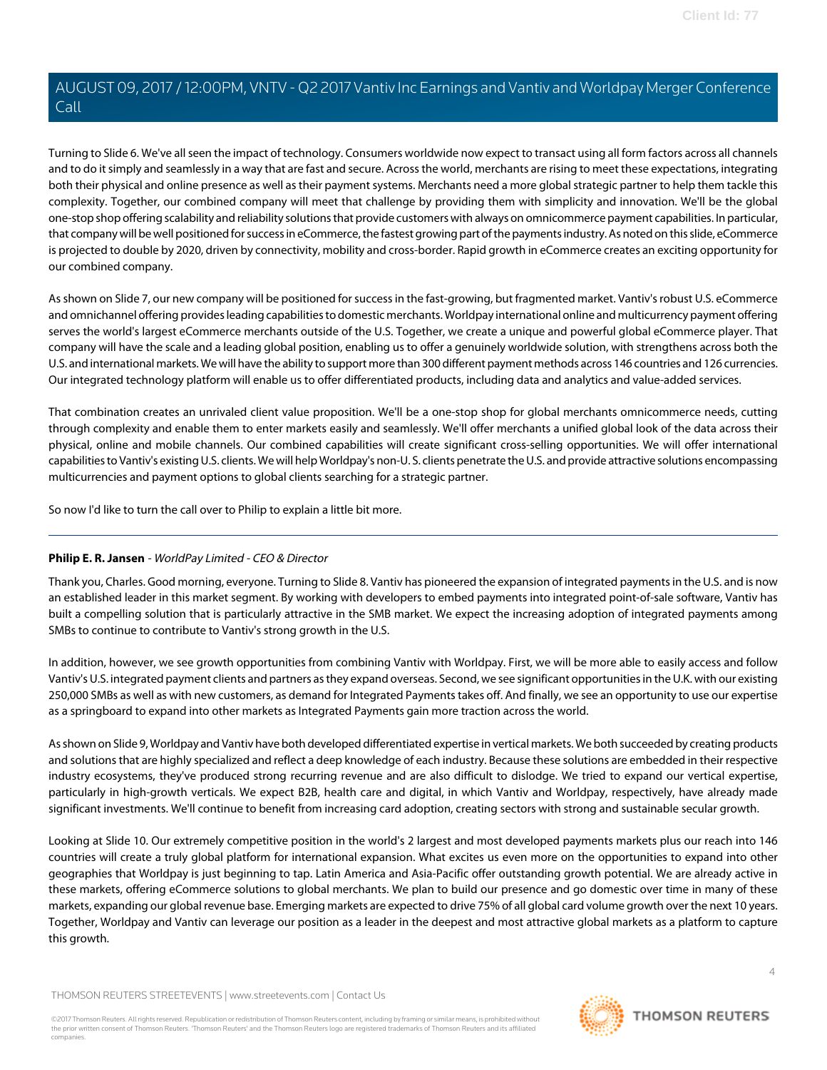Turning to Slide 6. We've all seen the impact of technology. Consumers worldwide now expect to transact using all form factors across all channels and to do it simply and seamlessly in a way that are fast and secure. Across the world, merchants are rising to meet these expectations, integrating both their physical and online presence as well as their payment systems. Merchants need a more global strategic partner to help them tackle this complexity. Together, our combined company will meet that challenge by providing them with simplicity and innovation. We'll be the global one-stop shop offering scalability and reliability solutions that provide customers with always on omnicommerce payment capabilities. In particular, that company will be well positioned for success in eCommerce, the fastest growing part of the payments industry. As noted on this slide, eCommerce is projected to double by 2020, driven by connectivity, mobility and cross-border. Rapid growth in eCommerce creates an exciting opportunity for our combined company.

As shown on Slide 7, our new company will be positioned for success in the fast-growing, but fragmented market. Vantiv's robust U.S. eCommerce and omnichannel offering provides leading capabilities to domestic merchants. Worldpay international online and multicurrency payment offering serves the world's largest eCommerce merchants outside of the U.S. Together, we create a unique and powerful global eCommerce player. That company will have the scale and a leading global position, enabling us to offer a genuinely worldwide solution, with strengthens across both the U.S. and international markets. We will have the ability to support more than 300 different payment methods across 146 countries and 126 currencies. Our integrated technology platform will enable us to offer differentiated products, including data and analytics and value-added services.

That combination creates an unrivaled client value proposition. We'll be a one-stop shop for global merchants omnicommerce needs, cutting through complexity and enable them to enter markets easily and seamlessly. We'll offer merchants a unified global look of the data across their physical, online and mobile channels. Our combined capabilities will create significant cross-selling opportunities. We will offer international capabilities to Vantiv's existing U.S. clients. We will help Worldpay's non-U. S. clients penetrate the U.S. and provide attractive solutions encompassing multicurrencies and payment options to global clients searching for a strategic partner.

So now I'd like to turn the call over to Philip to explain a little bit more.

---

**Philip E. R. Jansen** - *WorldPay Limited - CEO & Director*

Thank you, Charles. Good morning, everyone. Turning to Slide 8. Vantiv has pioneered the expansion of integrated payments in the U.S. and is now an established leader in this market segment. By working with developers to embed payments into integrated point-of-sale software, Vantiv has built a compelling solution that is particularly attractive in the SMB market. We expect the increasing adoption of integrated payments among SMBs to continue to contribute to Vantiv's strong growth in the U.S.

In addition, however, we see growth opportunities from combining Vantiv with Worldpay. First, we will be more able to easily access and follow Vantiv's U.S. integrated payment clients and partners as they expand overseas. Second, we see significant opportunities in the U.K. with our existing 250,000 SMBs as well as with new customers, as demand for Integrated Payments takes off. And finally, we see an opportunity to use our expertise as a springboard to expand into other markets as Integrated Payments gain more traction across the world.

As shown on Slide 9, Worldpay and Vantiv have both developed differentiated expertise in vertical markets. We both succeeded by creating products and solutions that are highly specialized and reflect a deep knowledge of each industry. Because these solutions are embedded in their respective industry ecosystems, they've produced strong recurring revenue and are also difficult to dislodge. We tried to expand our vertical expertise, particularly in high-growth verticals. We expect B2B, health care and digital, in which Vantiv and Worldpay, respectively, have already made significant investments. We'll continue to benefit from increasing card adoption, creating sectors with strong and sustainable secular growth.

Looking at Slide 10. Our extremely competitive position in the world's 2 largest and most developed payments markets plus our reach into 146 countries will create a truly global platform for international expansion. What excites us even more on the opportunities to expand into other geographies that Worldpay is just beginning to tap. Latin America and Asia-Pacific offer outstanding growth potential. We are already active in these markets, offering eCommerce solutions to global merchants. We plan to build our presence and go domestic over time in many of these markets, expanding our global revenue base. Emerging markets are expected to drive 75% of all global card volume growth over the next 10 years. Together, Worldpay and Vantiv can leverage our position as a leader in the deepest and most attractive global markets as a platform to capture this growth.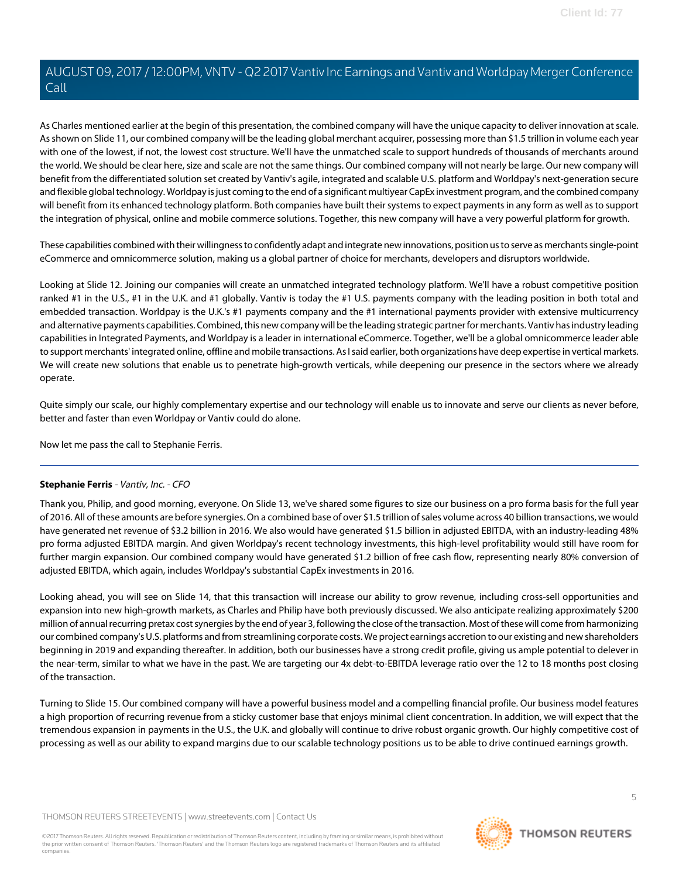As Charles mentioned earlier at the begin of this presentation, the combined company will have the unique capacity to deliver innovation at scale. As shown on Slide 11, our combined company will be the leading global merchant acquirer, possessing more than $1.5 trillion in volume each year with one of the lowest, if not, the lowest cost structure. We'll have the unmatched scale to support hundreds of thousands of merchants around the world. We should be clear here, size and scale are not the same things. Our combined company will not nearly be large. Our new company will benefit from the differentiated solution set created by Vantiv's agile, integrated and scalable U.S. platform and Worldpay's next-generation secure and flexible global technology. Worldpay is just coming to the end of a significant multiyear CapEx investment program, and the combined company will benefit from its enhanced technology platform. Both companies have built their systems to expect payments in any form as well as to support the integration of physical, online and mobile commerce solutions. Together, this new company will have a very powerful platform for growth.

These capabilities combined with their willingness to confidently adapt and integrate new innovations, position us to serve as merchants single-point eCommerce and omnicommerce solution, making us a global partner of choice for merchants, developers and disruptors worldwide.

Looking at Slide 12. Joining our companies will create an unmatched integrated technology platform. We'll have a robust competitive position ranked #1 in the U.S., #1 in the U.K. and #1 globally. Vantiv is today the #1 U.S. payments company with the leading position in both total and embedded transaction. Worldpay is the U.K.'s #1 payments company and the #1 international payments provider with extensive multicurrency and alternative payments capabilities. Combined, this new company will be the leading strategic partner for merchants. Vantiv has industry leading capabilities in Integrated Payments, and Worldpay is a leader in international eCommerce. Together, we'll be a global omnicommerce leader able to support merchants' integrated online, offline and mobile transactions. As I said earlier, both organizations have deep expertise in vertical markets. We will create new solutions that enable us to penetrate high-growth verticals, while deepening our presence in the sectors where we already operate.

Quite simply our scale, our highly complementary expertise and our technology will enable us to innovate and serve our clients as never before, better and faster than even Worldpay or Vantiv could do alone.

Now let me pass the call to Stephanie Ferris.

---

**Stephanie Ferris** - *Vantiv, Inc. - CFO*

Thank you, Philip, and good morning, everyone. On Slide 13, we've shared some figures to size our business on a pro forma basis for the full year of 2016. All of these amounts are before synergies. On a combined base of over $1.5 trillion of sales volume across 40 billion transactions, we would have generated net revenue of $3.2 billion in 2016. We also would have generated $1.5 billion in adjusted EBITDA, with an industry-leading 48% pro forma adjusted EBITDA margin. And given Worldpay's recent technology investments, this high-level profitability would still have room for further margin expansion. Our combined company would have generated $1.2 billion of free cash flow, representing nearly 80% conversion of adjusted EBITDA, which again, includes Worldpay's substantial CapEx investments in 2016.

Looking ahead, you will see on Slide 14, that this transaction will increase our ability to grow revenue, including cross-sell opportunities and expansion into new high-growth markets, as Charles and Philip have both previously discussed. We also anticipate realizing approximately $200 million of annual recurring pretax cost synergies by the end of year 3, following the close of the transaction. Most of these will come from harmonizing our combined company's U.S. platforms and from streamlining corporate costs. We project earnings accretion to our existing and new shareholders beginning in 2019 and expanding thereafter. In addition, both our businesses have a strong credit profile, giving us ample potential to delever in the near-term, similar to what we have in the past. We are targeting our 4x debt-to-EBITDA leverage ratio over the 12 to 18 months post closing of the transaction.

Turning to Slide 15. Our combined company will have a powerful business model and a compelling financial profile. Our business model features a high proportion of recurring revenue from a sticky customer base that enjoys minimal client concentration. In addition, we will expect that the tremendous expansion in payments in the U.S., the U.K. and globally will continue to drive robust organic growth. Our highly competitive cost of processing as well as our ability to expand margins due to our scalable technology positions us to be able to drive continued earnings growth.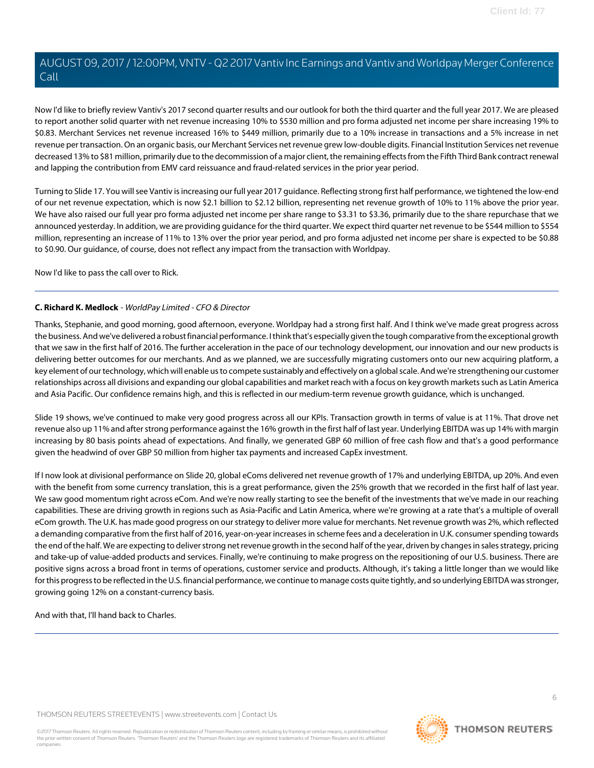Now I'd like to briefly review Vantiv's 2017 second quarter results and our outlook for both the third quarter and the full year 2017. We are pleased to report another solid quarter with net revenue increasing 10% to $530 million and pro forma adjusted net income per share increasing 19% to $0.83. Merchant Services net revenue increased 16% to $449 million, primarily due to a 10% increase in transactions and a 5% increase in net revenue per transaction. On an organic basis, our Merchant Services net revenue grew low-double digits. Financial Institution Services net revenue decreased 13% to $81 million, primarily due to the decommission of a major client, the remaining effects from the Fifth Third Bank contract renewal and lapping the contribution from EMV card reissuance and fraud-related services in the prior year period.

Turning to Slide 17. You will see Vantiv is increasing our full year 2017 guidance. Reflecting strong first half performance, we tightened the low-end of our net revenue expectation, which is now $2.1 billion to $2.12 billion, representing net revenue growth of 10% to 11% above the prior year. We have also raised our full year pro forma adjusted net income per share range to $3.31 to $3.36, primarily due to the share repurchase that we announced yesterday. In addition, we are providing guidance for the third quarter. We expect third quarter net revenue to be $544 million to $554 million, representing an increase of 11% to 13% over the prior year period, and pro forma adjusted net income per share is expected to be $0.88 to $0.90. Our guidance, of course, does not reflect any impact from the transaction with Worldpay.

Now I'd like to pass the call over to Rick.

---

**C. Richard K. Medlock** - *WorldPay Limited - CFO & Director*

Thanks, Stephanie, and good morning, good afternoon, everyone. Worldpay had a strong first half. And I think we've made great progress across the business. And we've delivered a robust financial performance. I think that's especially given the tough comparative from the exceptional growth that we saw in the first half of 2016. The further acceleration in the pace of our technology development, our innovation and our new products is delivering better outcomes for our merchants. And as we planned, we are successfully migrating customers onto our new acquiring platform, a key element of our technology, which will enable us to compete sustainably and effectively on a global scale. And we're strengthening our customer relationships across all divisions and expanding our global capabilities and market reach with a focus on key growth markets such as Latin America and Asia Pacific. Our confidence remains high, and this is reflected in our medium-term revenue growth guidance, which is unchanged.

Slide 19 shows, we've continued to make very good progress across all our KPIs. Transaction growth in terms of value is at 11%. That drove net revenue also up 11% and after strong performance against the 16% growth in the first half of last year. Underlying EBITDA was up 14% with margin increasing by 80 basis points ahead of expectations. And finally, we generated GBP 60 million of free cash flow and that's a good performance given the headwind of over GBP 50 million from higher tax payments and increased CapEx investment.

If I now look at divisional performance on Slide 20, global eComs delivered net revenue growth of 17% and underlying EBITDA, up 20%. And even with the benefit from some currency translation, this is a great performance, given the 25% growth that we recorded in the first half of last year. We saw good momentum right across eCom. And we're now really starting to see the benefit of the investments that we've made in our reaching capabilities. These are driving growth in regions such as Asia-Pacific and Latin America, where we're growing at a rate that's a multiple of overall eCom growth. The U.K. has made good progress on our strategy to deliver more value for merchants. Net revenue growth was 2%, which reflected a demanding comparative from the first half of 2016, year-on-year increases in scheme fees and a deceleration in U.K. consumer spending towards the end of the half. We are expecting to deliver strong net revenue growth in the second half of the year, driven by changes in sales strategy, pricing and take-up of value-added products and services. Finally, we're continuing to make progress on the repositioning of our U.S. business. There are positive signs across a broad front in terms of operations, customer service and products. Although, it's taking a little longer than we would like for this progress to be reflected in the U.S. financial performance, we continue to manage costs quite tightly, and so underlying EBITDA was stronger, growing going 12% on a constant-currency basis.

And with that, I'll hand back to Charles.

---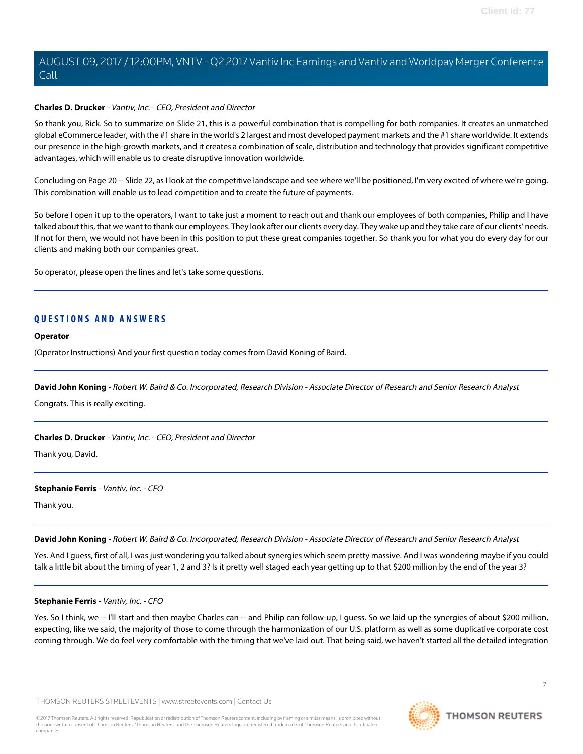**Charles D. Drucker** - *Vantiv, Inc. - CEO, President and Director*

So thank you, Rick. So to summarize on Slide 21, this is a powerful combination that is compelling for both companies. It creates an unmatched global eCommerce leader, with the #1 share in the world's 2 largest and most developed payment markets and the #1 share worldwide. It extends our presence in the high-growth markets, and it creates a combination of scale, distribution and technology that provides significant competitive advantages, which will enable us to create disruptive innovation worldwide.

Concluding on Page 20 -- Slide 22, as I look at the competitive landscape and see where we'll be positioned, I'm very excited of where we're going. This combination will enable us to lead competition and to create the future of payments.

So before I open it up to the operators, I want to take just a moment to reach out and thank our employees of both companies, Philip and I have talked about this, that we want to thank our employees. They look after our clients every day. They wake up and they take care of our clients' needs. If not for them, we would not have been in this position to put these great companies together. So thank you for what you do every day for our clients and making both our companies great.

So operator, please open the lines and let's take some questions.

---

## QUESTIONS AND ANSWERS

**Operator**

(Operator Instructions) And your first question today comes from David Koning of Baird.

---

**David John Koning** - *Robert W. Baird & Co. Incorporated, Research Division - Associate Director of Research and Senior Research Analyst*

Congrats. This is really exciting.

---

**Charles D. Drucker** - *Vantiv, Inc. - CEO, President and Director*

Thank you, David.

---

**Stephanie Ferris** - *Vantiv, Inc. - CFO*

Thank you.

---

**David John Koning** - *Robert W. Baird & Co. Incorporated, Research Division - Associate Director of Research and Senior Research Analyst*

Yes. And I guess, first of all, I was just wondering you talked about synergies which seem pretty massive. And I was wondering maybe if you could talk a little bit about the timing of year 1, 2 and 3? Is it pretty well staged each year getting up to that $200 million by the end of the year 3?

---

**Stephanie Ferris** - *Vantiv, Inc. - CFO*

Yes. So I think, we -- I'll start and then maybe Charles can -- and Philip can follow-up, I guess. So we laid up the synergies of about $200 million, expecting, like we said, the majority of those to come through the harmonization of our U.S. platform as well as some duplicative corporate cost coming through. We do feel very comfortable with the timing that we've laid out. That being said, we haven't started all the detailed integration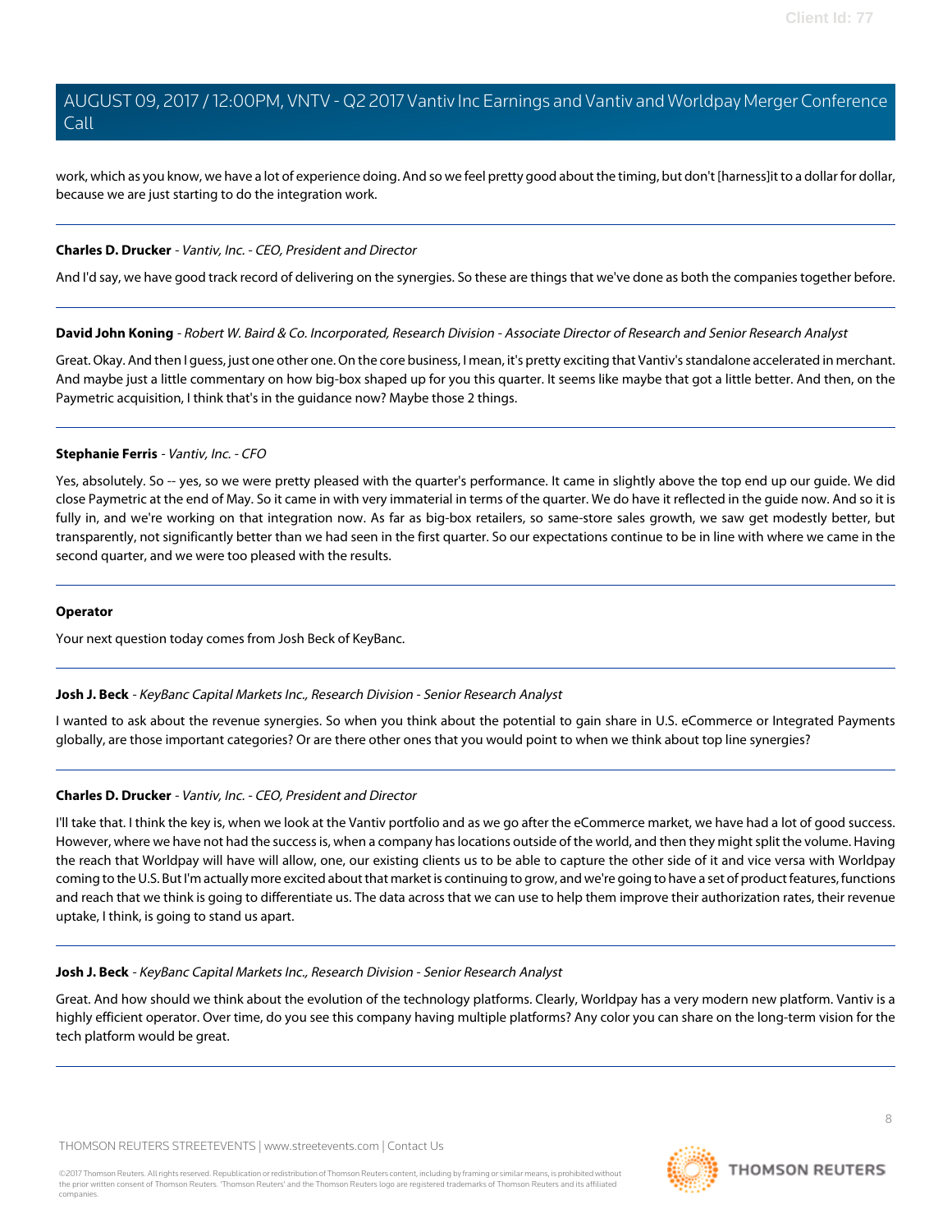work, which as you know, we have a lot of experience doing. And so we feel pretty good about the timing, but don't [harness]it to a dollar for dollar, because we are just starting to do the integration work.

---

**Charles D. Drucker** - *Vantiv, Inc. - CEO, President and Director*

And I'd say, we have good track record of delivering on the synergies. So these are things that we've done as both the companies together before.

---

**David John Koning** - *Robert W. Baird & Co. Incorporated, Research Division - Associate Director of Research and Senior Research Analyst*

Great. Okay. And then I guess, just one other one. On the core business, I mean, it's pretty exciting that Vantiv's standalone accelerated in merchant. And maybe just a little commentary on how big-box shaped up for you this quarter. It seems like maybe that got a little better. And then, on the Paymetric acquisition, I think that's in the guidance now? Maybe those 2 things.

---

**Stephanie Ferris** - *Vantiv, Inc. - CFO*

Yes, absolutely. So -- yes, so we were pretty pleased with the quarter's performance. It came in slightly above the top end up our guide. We did close Paymetric at the end of May. So it came in with very immaterial in terms of the quarter. We do have it reflected in the guide now. And so it is fully in, and we're working on that integration now. As far as big-box retailers, so same-store sales growth, we saw get modestly better, but transparently, not significantly better than we had seen in the first quarter. So our expectations continue to be in line with where we came in the second quarter, and we were too pleased with the results.

---

**Operator**

Your next question today comes from Josh Beck of KeyBanc.

---

**Josh J. Beck** - *KeyBanc Capital Markets Inc., Research Division - Senior Research Analyst*

I wanted to ask about the revenue synergies. So when you think about the potential to gain share in U.S. eCommerce or Integrated Payments globally, are those important categories? Or are there other ones that you would point to when we think about top line synergies?

---

**Charles D. Drucker** - *Vantiv, Inc. - CEO, President and Director*

I'll take that. I think the key is, when we look at the Vantiv portfolio and as we go after the eCommerce market, we have had a lot of good success. However, where we have not had the success is, when a company has locations outside of the world, and then they might split the volume. Having the reach that Worldpay will have will allow, one, our existing clients us to be able to capture the other side of it and vice versa with Worldpay coming to the U.S. But I'm actually more excited about that market is continuing to grow, and we're going to have a set of product features, functions and reach that we think is going to differentiate us. The data across that we can use to help them improve their authorization rates, their revenue uptake, I think, is going to stand us apart.

---

**Josh J. Beck** - *KeyBanc Capital Markets Inc., Research Division - Senior Research Analyst*

Great. And how should we think about the evolution of the technology platforms. Clearly, Worldpay has a very modern new platform. Vantiv is a highly efficient operator. Over time, do you see this company having multiple platforms? Any color you can share on the long-term vision for the tech platform would be great.

---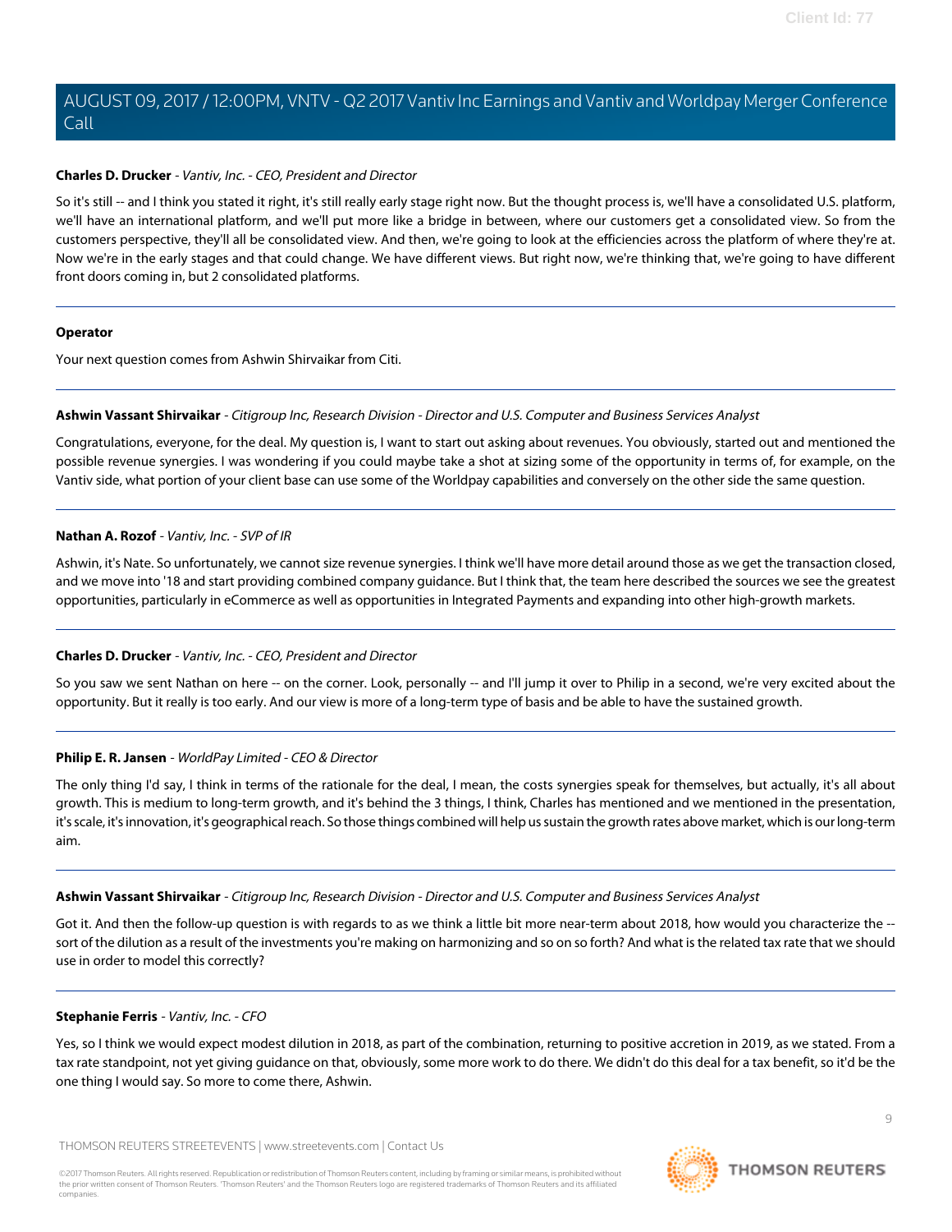**Charles D. Drucker** - *Vantiv, Inc. - CEO, President and Director*

So it's still -- and I think you stated it right, it's still really early stage right now. But the thought process is, we'll have a consolidated U.S. platform, we'll have an international platform, and we'll put more like a bridge in between, where our customers get a consolidated view. So from the customers perspective, they'll all be consolidated view. And then, we're going to look at the efficiencies across the platform of where they're at. Now we're in the early stages and that could change. We have different views. But right now, we're thinking that, we're going to have different front doors coming in, but 2 consolidated platforms.

---

**Operator**

Your next question comes from Ashwin Shirvaikar from Citi.

---

**Ashwin Vassant Shirvaikar** - *Citigroup Inc, Research Division - Director and U.S. Computer and Business Services Analyst*

Congratulations, everyone, for the deal. My question is, I want to start out asking about revenues. You obviously, started out and mentioned the possible revenue synergies. I was wondering if you could maybe take a shot at sizing some of the opportunity in terms of, for example, on the Vantiv side, what portion of your client base can use some of the Worldpay capabilities and conversely on the other side the same question.

---

**Nathan A. Rozof** - *Vantiv, Inc. - SVP of IR*

Ashwin, it's Nate. So unfortunately, we cannot size revenue synergies. I think we'll have more detail around those as we get the transaction closed, and we move into '18 and start providing combined company guidance. But I think that, the team here described the sources we see the greatest opportunities, particularly in eCommerce as well as opportunities in Integrated Payments and expanding into other high-growth markets.

---

**Charles D. Drucker** - *Vantiv, Inc. - CEO, President and Director*

So you saw we sent Nathan on here -- on the corner. Look, personally -- and I'll jump it over to Philip in a second, we're very excited about the opportunity. But it really is too early. And our view is more of a long-term type of basis and be able to have the sustained growth.

---

**Philip E. R. Jansen** - *WorldPay Limited - CEO & Director*

The only thing I'd say, I think in terms of the rationale for the deal, I mean, the costs synergies speak for themselves, but actually, it's all about growth. This is medium to long-term growth, and it's behind the 3 things, I think, Charles has mentioned and we mentioned in the presentation, it's scale, it's innovation, it's geographical reach. So those things combined will help us sustain the growth rates above market, which is our long-term aim.

---

**Ashwin Vassant Shirvaikar** - *Citigroup Inc, Research Division - Director and U.S. Computer and Business Services Analyst*

Got it. And then the follow-up question is with regards to as we think a little bit more near-term about 2018, how would you characterize the -- sort of the dilution as a result of the investments you're making on harmonizing and so on so forth? And what is the related tax rate that we should use in order to model this correctly?

---

**Stephanie Ferris** - *Vantiv, Inc. - CFO*

Yes, so I think we would expect modest dilution in 2018, as part of the combination, returning to positive accretion in 2019, as we stated. From a tax rate standpoint, not yet giving guidance on that, obviously, some more work to do there. We didn't do this deal for a tax benefit, so it'd be the one thing I would say. So more to come there, Ashwin.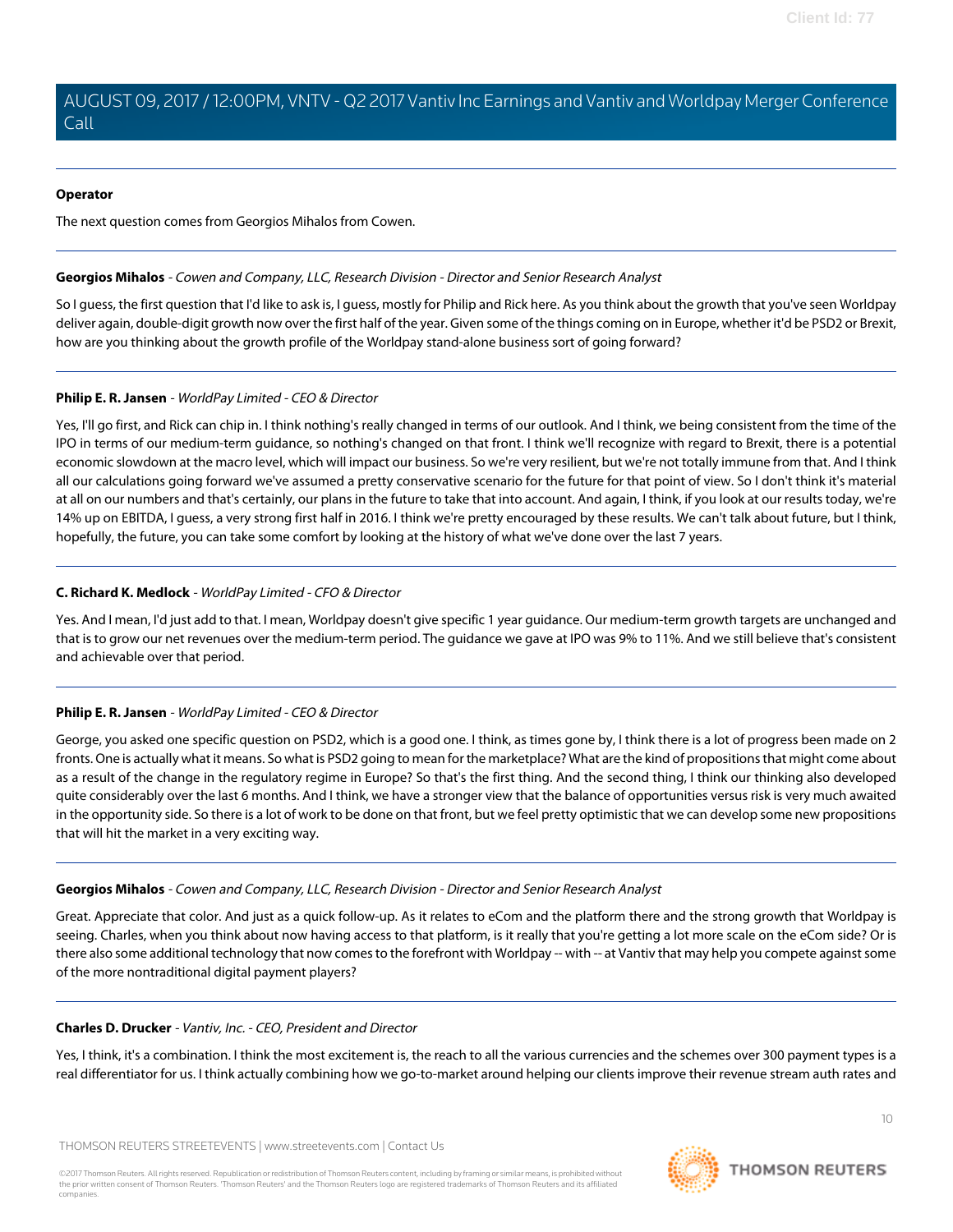**Operator**

The next question comes from Georgios Mihalos from Cowen.

---

**Georgios Mihalos** - *Cowen and Company, LLC, Research Division - Director and Senior Research Analyst*

So I guess, the first question that I'd like to ask is, I guess, mostly for Philip and Rick here. As you think about the growth that you've seen Worldpay deliver again, double-digit growth now over the first half of the year. Given some of the things coming on in Europe, whether it'd be PSD2 or Brexit, how are you thinking about the growth profile of the Worldpay stand-alone business sort of going forward?

---

**Philip E. R. Jansen** - *WorldPay Limited - CEO & Director*

Yes, I'll go first, and Rick can chip in. I think nothing's really changed in terms of our outlook. And I think, we being consistent from the time of the IPO in terms of our medium-term guidance, so nothing's changed on that front. I think we'll recognize with regard to Brexit, there is a potential economic slowdown at the macro level, which will impact our business. So we're very resilient, but we're not totally immune from that. And I think all our calculations going forward we've assumed a pretty conservative scenario for the future for that point of view. So I don't think it's material at all on our numbers and that's certainly, our plans in the future to take that into account. And again, I think, if you look at our results today, we're 14% up on EBITDA, I guess, a very strong first half in 2016. I think we're pretty encouraged by these results. We can't talk about future, but I think, hopefully, the future, you can take some comfort by looking at the history of what we've done over the last 7 years.

---

**C. Richard K. Medlock** - *WorldPay Limited - CFO & Director*

Yes. And I mean, I'd just add to that. I mean, Worldpay doesn't give specific 1 year guidance. Our medium-term growth targets are unchanged and that is to grow our net revenues over the medium-term period. The guidance we gave at IPO was 9% to 11%. And we still believe that's consistent and achievable over that period.

---

**Philip E. R. Jansen** - *WorldPay Limited - CEO & Director*

George, you asked one specific question on PSD2, which is a good one. I think, as times gone by, I think there is a lot of progress been made on 2 fronts. One is actually what it means. So what is PSD2 going to mean for the marketplace? What are the kind of propositions that might come about as a result of the change in the regulatory regime in Europe? So that's the first thing. And the second thing, I think our thinking also developed quite considerably over the last 6 months. And I think, we have a stronger view that the balance of opportunities versus risk is very much awaited in the opportunity side. So there is a lot of work to be done on that front, but we feel pretty optimistic that we can develop some new propositions that will hit the market in a very exciting way.

---

**Georgios Mihalos** - *Cowen and Company, LLC, Research Division - Director and Senior Research Analyst*

Great. Appreciate that color. And just as a quick follow-up. As it relates to eCom and the platform there and the strong growth that Worldpay is seeing. Charles, when you think about now having access to that platform, is it really that you're getting a lot more scale on the eCom side? Or is there also some additional technology that now comes to the forefront with Worldpay -- with -- at Vantiv that may help you compete against some of the more nontraditional digital payment players?

---

**Charles D. Drucker** - *Vantiv, Inc. - CEO, President and Director*

Yes, I think, it's a combination. I think the most excitement is, the reach to all the various currencies and the schemes over 300 payment types is a real differentiator for us. I think actually combining how we go-to-market around helping our clients improve their revenue stream auth rates and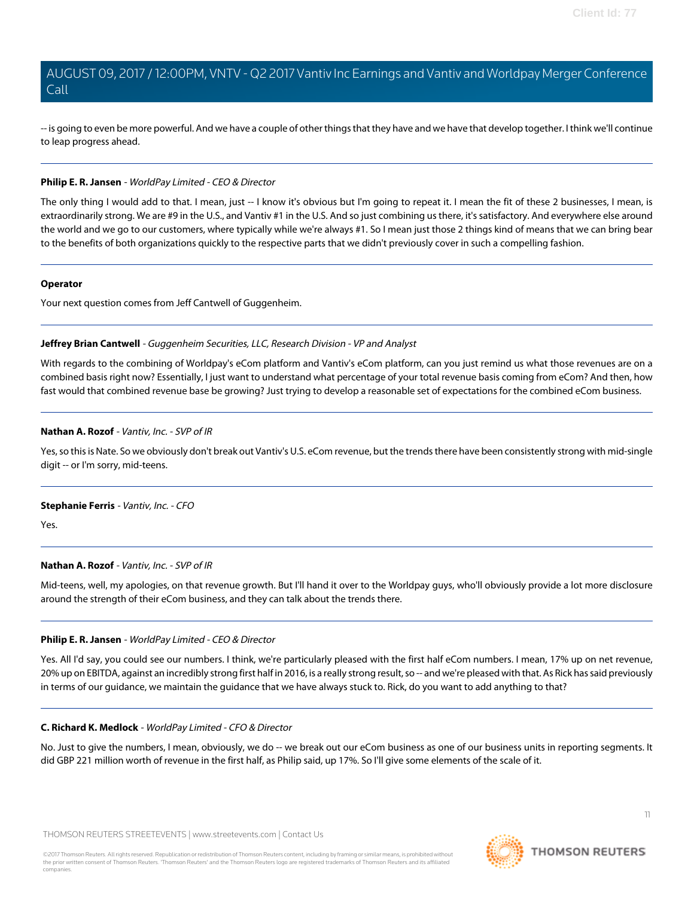-- is going to even be more powerful. And we have a couple of other things that they have and we have that develop together. I think we'll continue to leap progress ahead.

---

**Philip E. R. Jansen** - *WorldPay Limited - CEO & Director*

The only thing I would add to that. I mean, just -- I know it's obvious but I'm going to repeat it. I mean the fit of these 2 businesses, I mean, is extraordinarily strong. We are #9 in the U.S., and Vantiv #1 in the U.S. And so just combining us there, it's satisfactory. And everywhere else around the world and we go to our customers, where typically while we're always #1. So I mean just those 2 things kind of means that we can bring bear to the benefits of both organizations quickly to the respective parts that we didn't previously cover in such a compelling fashion.

---

**Operator**

Your next question comes from Jeff Cantwell of Guggenheim.

---

**Jeffrey Brian Cantwell** - *Guggenheim Securities, LLC, Research Division - VP and Analyst*

With regards to the combining of Worldpay's eCom platform and Vantiv's eCom platform, can you just remind us what those revenues are on a combined basis right now? Essentially, I just want to understand what percentage of your total revenue basis coming from eCom? And then, how fast would that combined revenue base be growing? Just trying to develop a reasonable set of expectations for the combined eCom business.

---

**Nathan A. Rozof** - *Vantiv, Inc. - SVP of IR*

Yes, so this is Nate. So we obviously don't break out Vantiv's U.S. eCom revenue, but the trends there have been consistently strong with mid-single digit -- or I'm sorry, mid-teens.

---

**Stephanie Ferris** - *Vantiv, Inc. - CFO*

Yes.

---

**Nathan A. Rozof** - *Vantiv, Inc. - SVP of IR*

Mid-teens, well, my apologies, on that revenue growth. But I'll hand it over to the Worldpay guys, who'll obviously provide a lot more disclosure around the strength of their eCom business, and they can talk about the trends there.

---

**Philip E. R. Jansen** - *WorldPay Limited - CEO & Director*

Yes. All I'd say, you could see our numbers. I think, we're particularly pleased with the first half eCom numbers. I mean, 17% up on net revenue, 20% up on EBITDA, against an incredibly strong first half in 2016, is a really strong result, so -- and we're pleased with that. As Rick has said previously in terms of our guidance, we maintain the guidance that we have always stuck to. Rick, do you want to add anything to that?

---

**C. Richard K. Medlock** - *WorldPay Limited - CFO & Director*

No. Just to give the numbers, I mean, obviously, we do -- we break out our eCom business as one of our business units in reporting segments. It did GBP 221 million worth of revenue in the first half, as Philip said, up 17%. So I'll give some elements of the scale of it.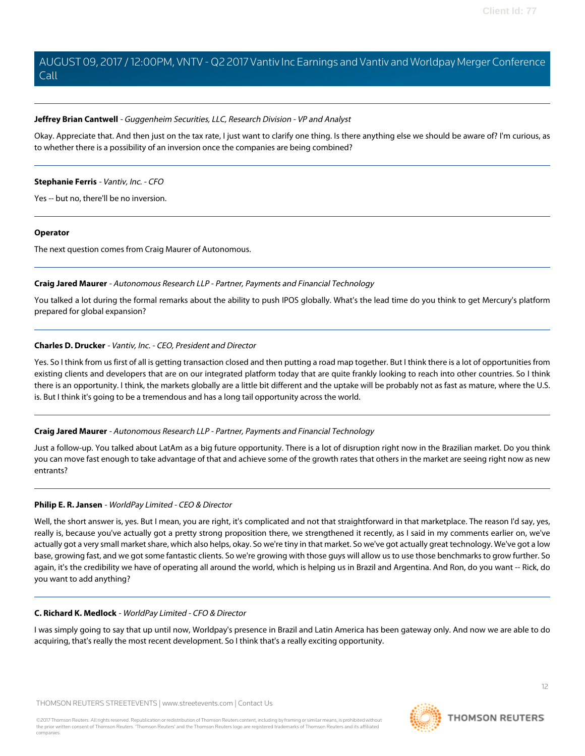**Jeffrey Brian Cantwell** - *Guggenheim Securities, LLC, Research Division - VP and Analyst*

Okay. Appreciate that. And then just on the tax rate, I just want to clarify one thing. Is there anything else we should be aware of? I'm curious, as to whether there is a possibility of an inversion once the companies are being combined?

---

**Stephanie Ferris** - *Vantiv, Inc. - CFO*

Yes -- but no, there'll be no inversion.

---

**Operator**

The next question comes from Craig Maurer of Autonomous.

---

**Craig Jared Maurer** - *Autonomous Research LLP - Partner, Payments and Financial Technology*

You talked a lot during the formal remarks about the ability to push IPOS globally. What's the lead time do you think to get Mercury's platform prepared for global expansion?

---

**Charles D. Drucker** - *Vantiv, Inc. - CEO, President and Director*

Yes. So I think from us first of all is getting transaction closed and then putting a road map together. But I think there is a lot of opportunities from existing clients and developers that are on our integrated platform today that are quite frankly looking to reach into other countries. So I think there is an opportunity. I think, the markets globally are a little bit different and the uptake will be probably not as fast as mature, where the U.S. is. But I think it's going to be a tremendous and has a long tail opportunity across the world.

---

**Craig Jared Maurer** - *Autonomous Research LLP - Partner, Payments and Financial Technology*

Just a follow-up. You talked about LatAm as a big future opportunity. There is a lot of disruption right now in the Brazilian market. Do you think you can move fast enough to take advantage of that and achieve some of the growth rates that others in the market are seeing right now as new entrants?

---

**Philip E. R. Jansen** - *WorldPay Limited - CEO & Director*

Well, the short answer is, yes. But I mean, you are right, it's complicated and not that straightforward in that marketplace. The reason I'd say, yes, really is, because you've actually got a pretty strong proposition there, we strengthened it recently, as I said in my comments earlier on, we've actually got a very small market share, which also helps, okay. So we're tiny in that market. So we've got actually great technology. We've got a low base, growing fast, and we got some fantastic clients. So we're growing with those guys will allow us to use those benchmarks to grow further. So again, it's the credibility we have of operating all around the world, which is helping us in Brazil and Argentina. And Ron, do you want -- Rick, do you want to add anything?

---

**C. Richard K. Medlock** - *WorldPay Limited - CFO & Director*

I was simply going to say that up until now, Worldpay's presence in Brazil and Latin America has been gateway only. And now we are able to do acquiring, that's really the most recent development. So I think that's a really exciting opportunity.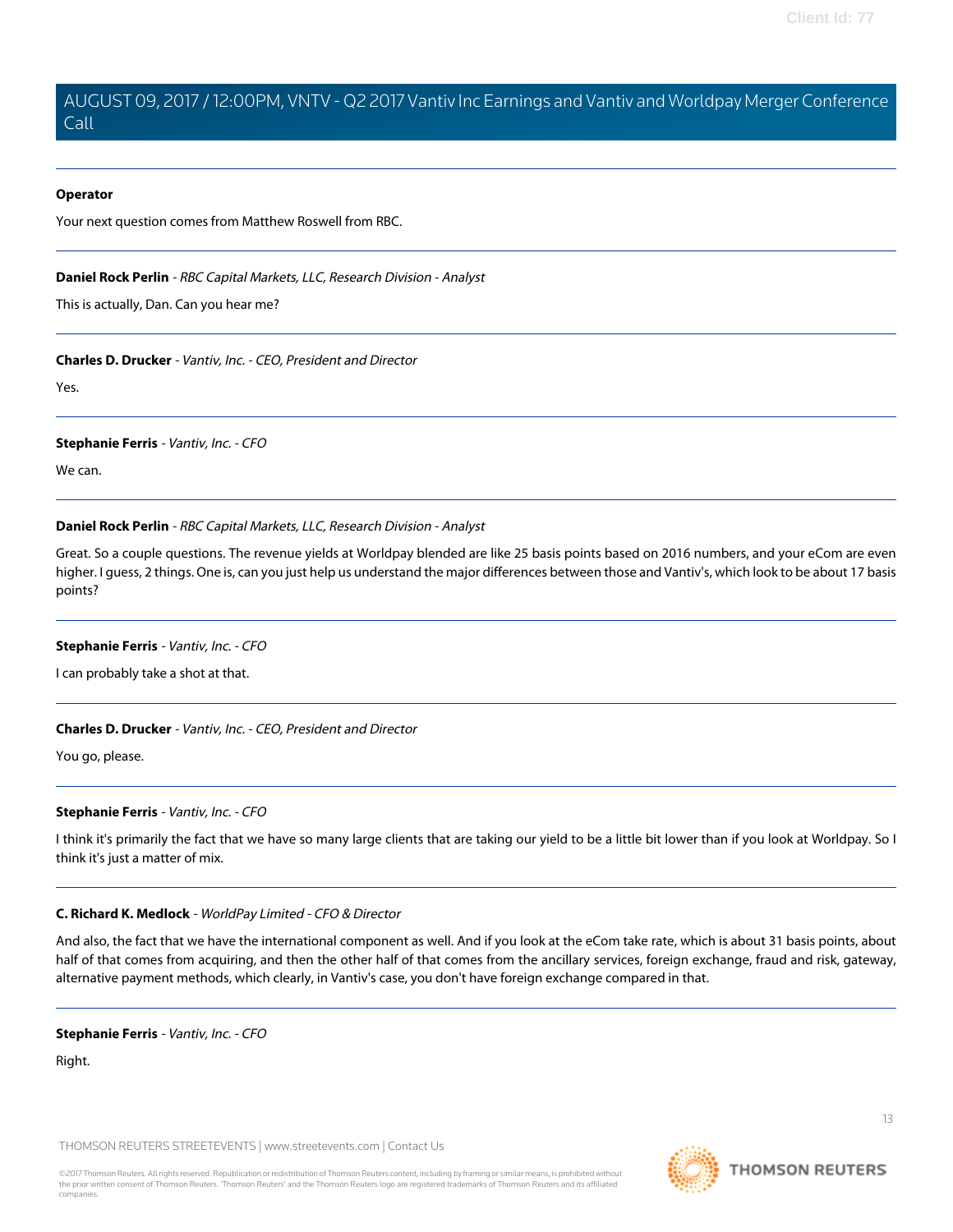**Operator**

Your next question comes from Matthew Roswell from RBC.

---

**Daniel Rock Perlin** - *RBC Capital Markets, LLC, Research Division - Analyst*

This is actually, Dan. Can you hear me?

---

**Charles D. Drucker** - *Vantiv, Inc. - CEO, President and Director*

Yes.

---

**Stephanie Ferris** - *Vantiv, Inc. - CFO*

We can.

---

**Daniel Rock Perlin** - *RBC Capital Markets, LLC, Research Division - Analyst*

Great. So a couple questions. The revenue yields at Worldpay blended are like 25 basis points based on 2016 numbers, and your eCom are even higher. I guess, 2 things. One is, can you just help us understand the major differences between those and Vantiv's, which look to be about 17 basis points?

---

**Stephanie Ferris** - *Vantiv, Inc. - CFO*

I can probably take a shot at that.

---

**Charles D. Drucker** - *Vantiv, Inc. - CEO, President and Director*

You go, please.

---

**Stephanie Ferris** - *Vantiv, Inc. - CFO*

I think it's primarily the fact that we have so many large clients that are taking our yield to be a little bit lower than if you look at Worldpay. So I think it's just a matter of mix.

---

**C. Richard K. Medlock** - *WorldPay Limited - CFO & Director*

And also, the fact that we have the international component as well. And if you look at the eCom take rate, which is about 31 basis points, about half of that comes from acquiring, and then the other half of that comes from the ancillary services, foreign exchange, fraud and risk, gateway, alternative payment methods, which clearly, in Vantiv's case, you don't have foreign exchange compared in that.

---

**Stephanie Ferris** - *Vantiv, Inc. - CFO*

Right.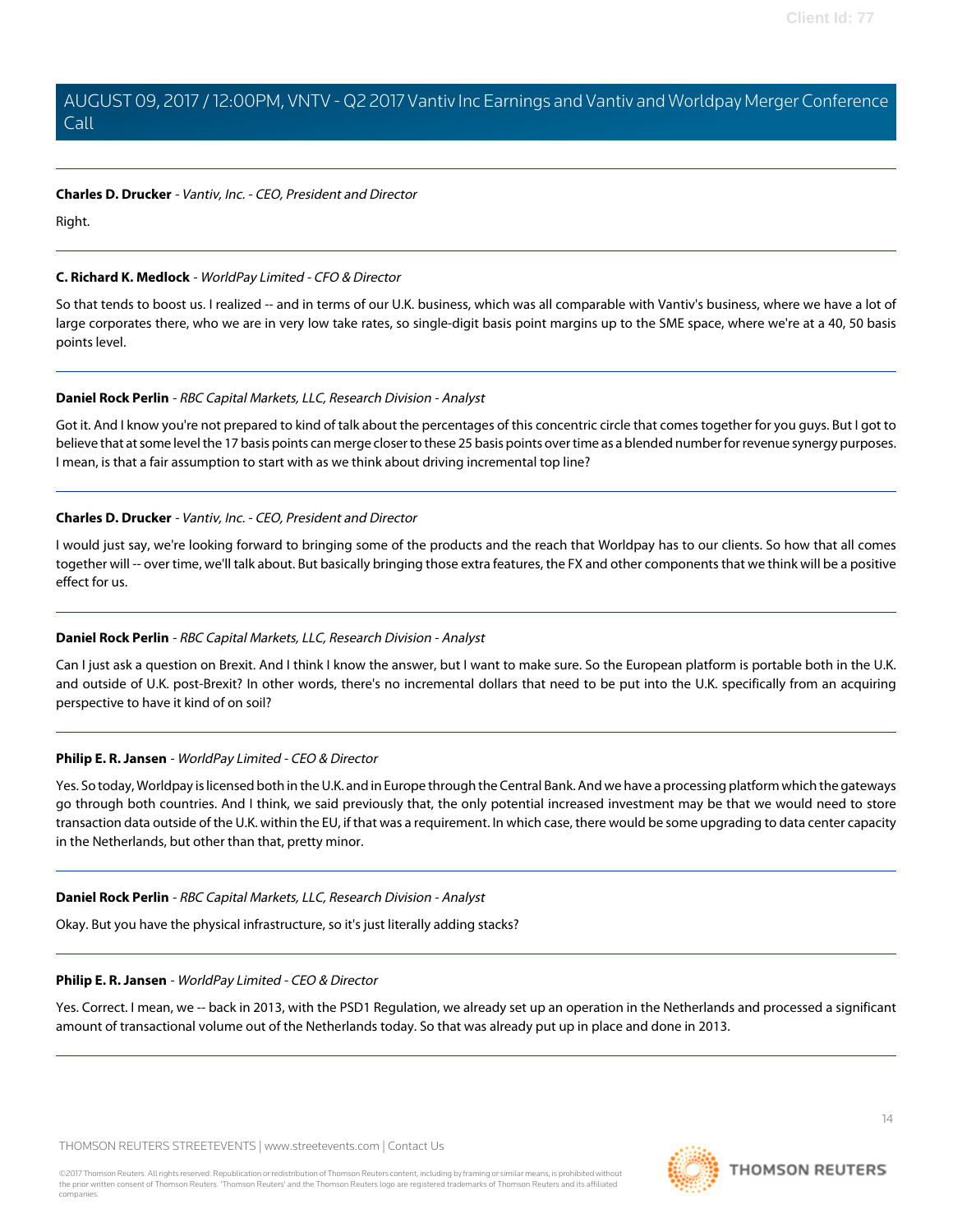**Charles D. Drucker** - *Vantiv, Inc. - CEO, President and Director*

Right.

---

**C. Richard K. Medlock** - *WorldPay Limited - CFO & Director*

So that tends to boost us. I realized -- and in terms of our U.K. business, which was all comparable with Vantiv's business, where we have a lot of large corporates there, who we are in very low take rates, so single-digit basis point margins up to the SME space, where we're at a 40, 50 basis points level.

---

**Daniel Rock Perlin** - *RBC Capital Markets, LLC, Research Division - Analyst*

Got it. And I know you're not prepared to kind of talk about the percentages of this concentric circle that comes together for you guys. But I got to believe that at some level the 17 basis points can merge closer to these 25 basis points over time as a blended number for revenue synergy purposes. I mean, is that a fair assumption to start with as we think about driving incremental top line?

---

**Charles D. Drucker** - *Vantiv, Inc. - CEO, President and Director*

I would just say, we're looking forward to bringing some of the products and the reach that Worldpay has to our clients. So how that all comes together will -- over time, we'll talk about. But basically bringing those extra features, the FX and other components that we think will be a positive effect for us.

---

**Daniel Rock Perlin** - *RBC Capital Markets, LLC, Research Division - Analyst*

Can I just ask a question on Brexit. And I think I know the answer, but I want to make sure. So the European platform is portable both in the U.K. and outside of U.K. post-Brexit? In other words, there's no incremental dollars that need to be put into the U.K. specifically from an acquiring perspective to have it kind of on soil?

---

**Philip E. R. Jansen** - *WorldPay Limited - CEO & Director*

Yes. So today, Worldpay is licensed both in the U.K. and in Europe through the Central Bank. And we have a processing platform which the gateways go through both countries. And I think, we said previously that, the only potential increased investment may be that we would need to store transaction data outside of the U.K. within the EU, if that was a requirement. In which case, there would be some upgrading to data center capacity in the Netherlands, but other than that, pretty minor.

---

**Daniel Rock Perlin** - *RBC Capital Markets, LLC, Research Division - Analyst*

Okay. But you have the physical infrastructure, so it's just literally adding stacks?

---

**Philip E. R. Jansen** - *WorldPay Limited - CEO & Director*

Yes. Correct. I mean, we -- back in 2013, with the PSD1 Regulation, we already set up an operation in the Netherlands and processed a significant amount of transactional volume out of the Netherlands today. So that was already put up in place and done in 2013.

---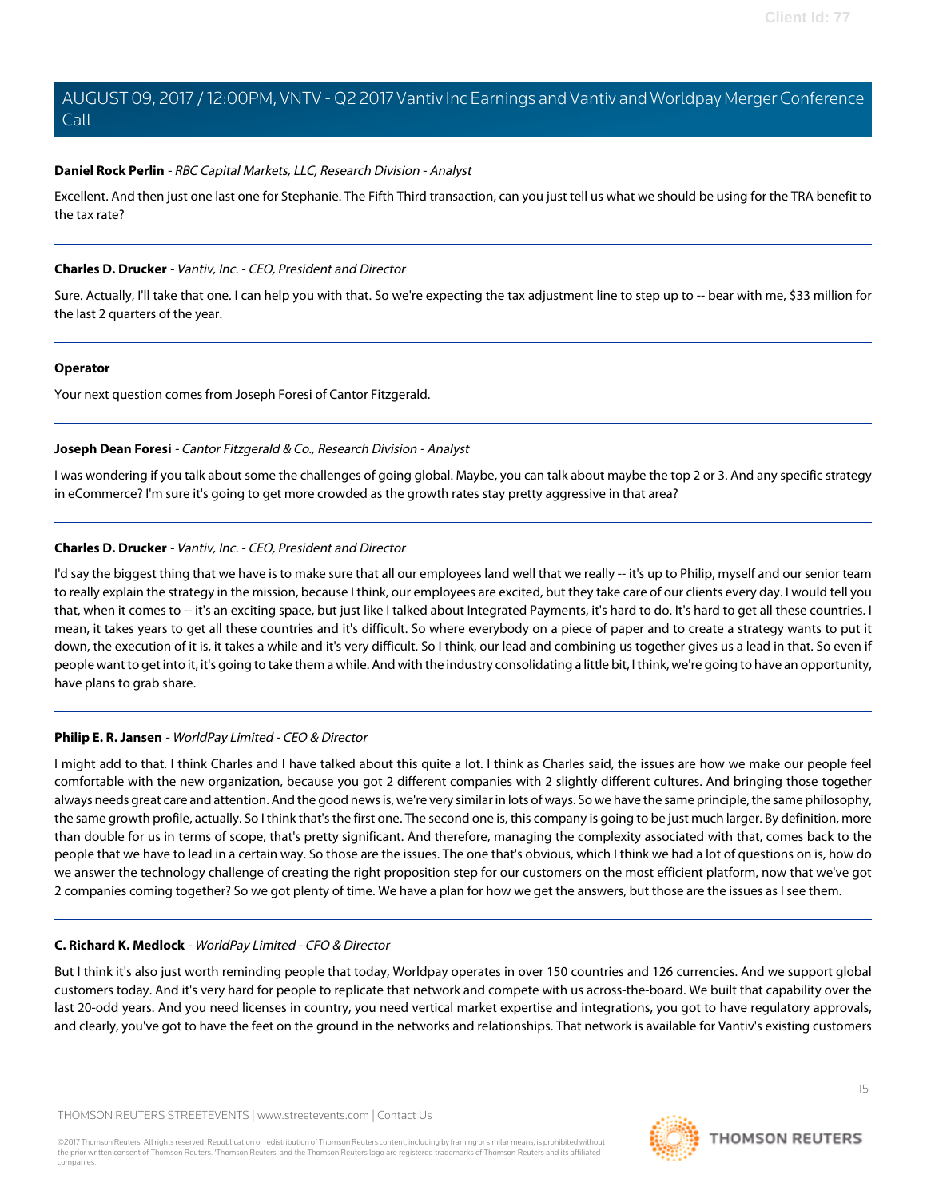**Daniel Rock Perlin** - *RBC Capital Markets, LLC, Research Division - Analyst*

Excellent. And then just one last one for Stephanie. The Fifth Third transaction, can you just tell us what we should be using for the TRA benefit to the tax rate?

---

**Charles D. Drucker** - *Vantiv, Inc. - CEO, President and Director*

Sure. Actually, I'll take that one. I can help you with that. So we're expecting the tax adjustment line to step up to -- bear with me, $33 million for the last 2 quarters of the year.

---

**Operator**

Your next question comes from Joseph Foresi of Cantor Fitzgerald.

---

**Joseph Dean Foresi** - *Cantor Fitzgerald & Co., Research Division - Analyst*

I was wondering if you talk about some the challenges of going global. Maybe, you can talk about maybe the top 2 or 3. And any specific strategy in eCommerce? I'm sure it's going to get more crowded as the growth rates stay pretty aggressive in that area?

---

**Charles D. Drucker** - *Vantiv, Inc. - CEO, President and Director*

I'd say the biggest thing that we have is to make sure that all our employees land well that we really -- it's up to Philip, myself and our senior team to really explain the strategy in the mission, because I think, our employees are excited, but they take care of our clients every day. I would tell you that, when it comes to -- it's an exciting space, but just like I talked about Integrated Payments, it's hard to do. It's hard to get all these countries. I mean, it takes years to get all these countries and it's difficult. So where everybody on a piece of paper and to create a strategy wants to put it down, the execution of it is, it takes a while and it's very difficult. So I think, our lead and combining us together gives us a lead in that. So even if people want to get into it, it's going to take them a while. And with the industry consolidating a little bit, I think, we're going to have an opportunity, have plans to grab share.

---

**Philip E. R. Jansen** - *WorldPay Limited - CEO & Director*

I might add to that. I think Charles and I have talked about this quite a lot. I think as Charles said, the issues are how we make our people feel comfortable with the new organization, because you got 2 different companies with 2 slightly different cultures. And bringing those together always needs great care and attention. And the good news is, we're very similar in lots of ways. So we have the same principle, the same philosophy, the same growth profile, actually. So I think that's the first one. The second one is, this company is going to be just much larger. By definition, more than double for us in terms of scope, that's pretty significant. And therefore, managing the complexity associated with that, comes back to the people that we have to lead in a certain way. So those are the issues. The one that's obvious, which I think we had a lot of questions on is, how do we answer the technology challenge of creating the right proposition step for our customers on the most efficient platform, now that we've got 2 companies coming together? So we got plenty of time. We have a plan for how we get the answers, but those are the issues as I see them.

---

**C. Richard K. Medlock** - *WorldPay Limited - CFO & Director*

But I think it's also just worth reminding people that today, Worldpay operates in over 150 countries and 126 currencies. And we support global customers today. And it's very hard for people to replicate that network and compete with us across-the-board. We built that capability over the last 20-odd years. And you need licenses in country, you need vertical market expertise and integrations, you got to have regulatory approvals, and clearly, you've got to have the feet on the ground in the networks and relationships. That network is available for Vantiv's existing customers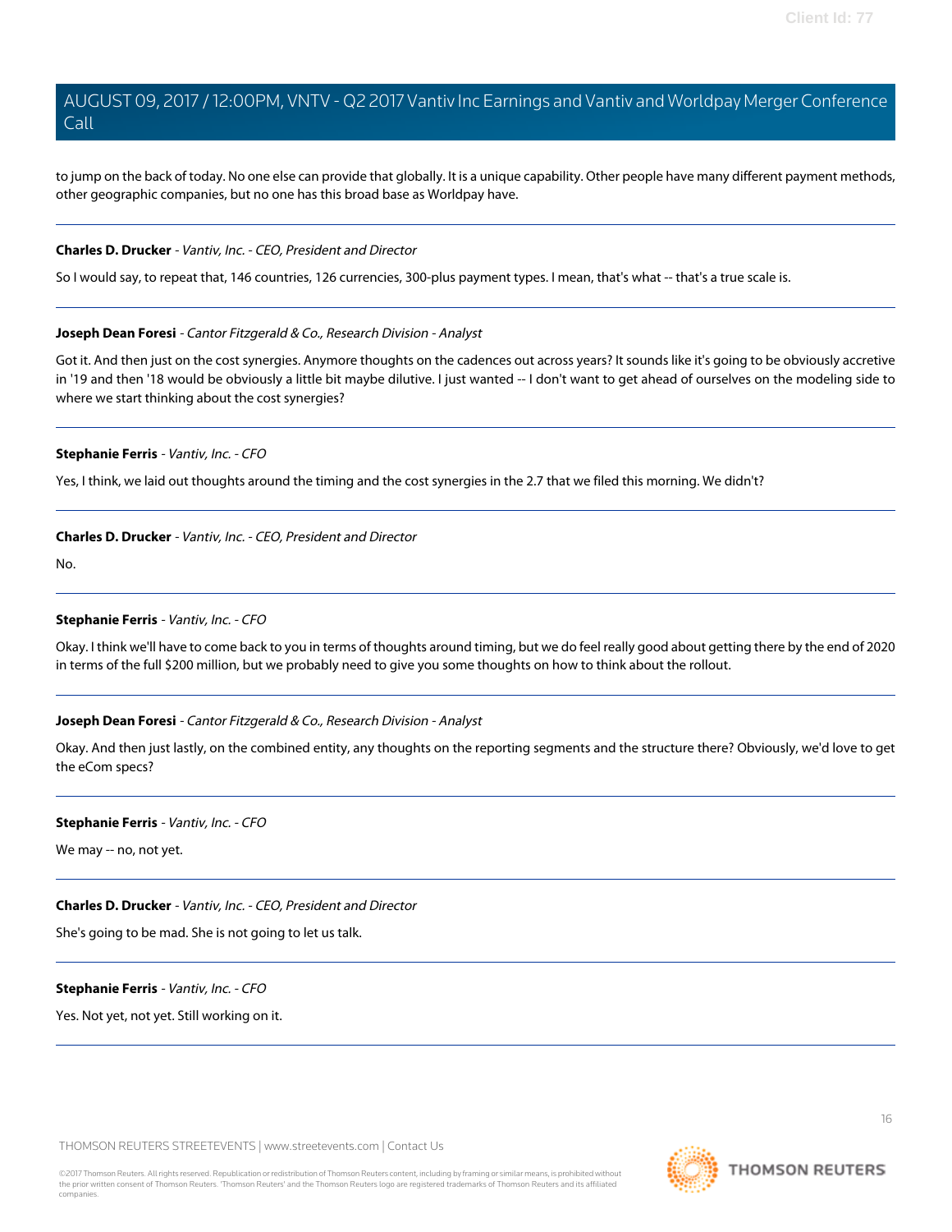to jump on the back of today. No one else can provide that globally. It is a unique capability. Other people have many different payment methods, other geographic companies, but no one has this broad base as Worldpay have.

---

**Charles D. Drucker** - *Vantiv, Inc. - CEO, President and Director*

So I would say, to repeat that, 146 countries, 126 currencies, 300-plus payment types. I mean, that's what -- that's a true scale is.

---

**Joseph Dean Foresi** - *Cantor Fitzgerald & Co., Research Division - Analyst*

Got it. And then just on the cost synergies. Anymore thoughts on the cadences out across years? It sounds like it's going to be obviously accretive in '19 and then '18 would be obviously a little bit maybe dilutive. I just wanted -- I don't want to get ahead of ourselves on the modeling side to where we start thinking about the cost synergies?

---

**Stephanie Ferris** - *Vantiv, Inc. - CFO*

Yes, I think, we laid out thoughts around the timing and the cost synergies in the 2.7 that we filed this morning. We didn't?

---

**Charles D. Drucker** - *Vantiv, Inc. - CEO, President and Director*

No.

---

**Stephanie Ferris** - *Vantiv, Inc. - CFO*

Okay. I think we'll have to come back to you in terms of thoughts around timing, but we do feel really good about getting there by the end of 2020 in terms of the full $200 million, but we probably need to give you some thoughts on how to think about the rollout.

---

**Joseph Dean Foresi** - *Cantor Fitzgerald & Co., Research Division - Analyst*

Okay. And then just lastly, on the combined entity, any thoughts on the reporting segments and the structure there? Obviously, we'd love to get the eCom specs?

---

**Stephanie Ferris** - *Vantiv, Inc. - CFO*

We may -- no, not yet.

---

**Charles D. Drucker** - *Vantiv, Inc. - CEO, President and Director*

She's going to be mad. She is not going to let us talk.

---

**Stephanie Ferris** - *Vantiv, Inc. - CFO*

Yes. Not yet, not yet. Still working on it.

---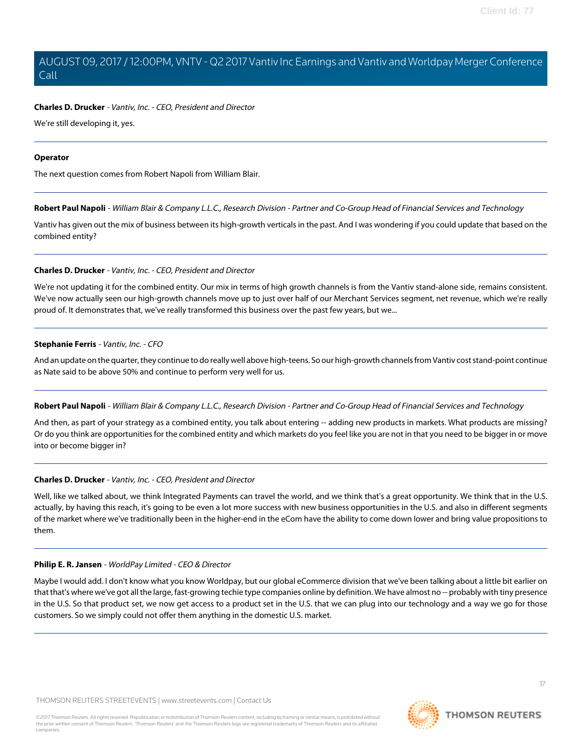**Charles D. Drucker** - *Vantiv, Inc. - CEO, President and Director*

We're still developing it, yes.

---

**Operator**

The next question comes from Robert Napoli from William Blair.

---

**Robert Paul Napoli** - *William Blair & Company L.L.C., Research Division - Partner and Co-Group Head of Financial Services and Technology*

Vantiv has given out the mix of business between its high-growth verticals in the past. And I was wondering if you could update that based on the combined entity?

---

**Charles D. Drucker** - *Vantiv, Inc. - CEO, President and Director*

We're not updating it for the combined entity. Our mix in terms of high growth channels is from the Vantiv stand-alone side, remains consistent. We've now actually seen our high-growth channels move up to just over half of our Merchant Services segment, net revenue, which we're really proud of. It demonstrates that, we've really transformed this business over the past few years, but we...

---

**Stephanie Ferris** - *Vantiv, Inc. - CFO*

And an update on the quarter, they continue to do really well above high-teens. So our high-growth channels from Vantiv cost stand-point continue as Nate said to be above 50% and continue to perform very well for us.

---

**Robert Paul Napoli** - *William Blair & Company L.L.C., Research Division - Partner and Co-Group Head of Financial Services and Technology*

And then, as part of your strategy as a combined entity, you talk about entering -- adding new products in markets. What products are missing? Or do you think are opportunities for the combined entity and which markets do you feel like you are not in that you need to be bigger in or move into or become bigger in?

---

**Charles D. Drucker** - *Vantiv, Inc. - CEO, President and Director*

Well, like we talked about, we think Integrated Payments can travel the world, and we think that's a great opportunity. We think that in the U.S. actually, by having this reach, it's going to be even a lot more success with new business opportunities in the U.S. and also in different segments of the market where we've traditionally been in the higher-end in the eCom have the ability to come down lower and bring value propositions to them.

---

**Philip E. R. Jansen** - *WorldPay Limited - CEO & Director*

Maybe I would add. I don't know what you know Worldpay, but our global eCommerce division that we've been talking about a little bit earlier on that that's where we've got all the large, fast-growing techie type companies online by definition. We have almost no -- probably with tiny presence in the U.S. So that product set, we now get access to a product set in the U.S. that we can plug into our technology and a way we go for those customers. So we simply could not offer them anything in the domestic U.S. market.

---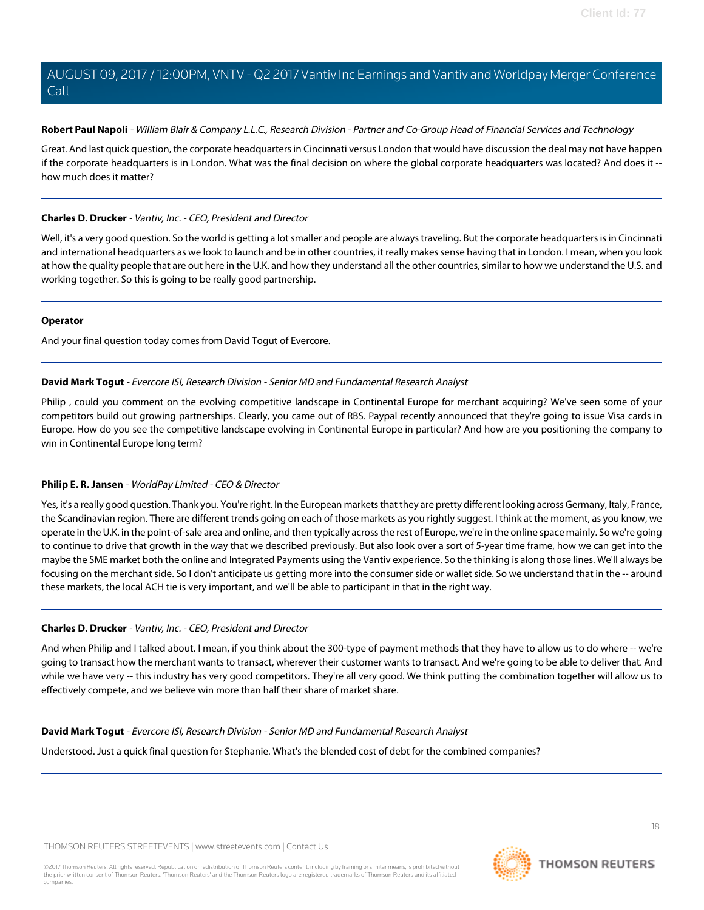**Robert Paul Napoli** - *William Blair & Company L.L.C., Research Division - Partner and Co-Group Head of Financial Services and Technology*

Great. And last quick question, the corporate headquarters in Cincinnati versus London that would have discussion the deal may not have happen if the corporate headquarters is in London. What was the final decision on where the global corporate headquarters was located? And does it -- how much does it matter?

---

**Charles D. Drucker** - *Vantiv, Inc. - CEO, President and Director*

Well, it's a very good question. So the world is getting a lot smaller and people are always traveling. But the corporate headquarters is in Cincinnati and international headquarters as we look to launch and be in other countries, it really makes sense having that in London. I mean, when you look at how the quality people that are out here in the U.K. and how they understand all the other countries, similar to how we understand the U.S. and working together. So this is going to be really good partnership.

---

**Operator**

And your final question today comes from David Togut of Evercore.

---

**David Mark Togut** - *Evercore ISI, Research Division - Senior MD and Fundamental Research Analyst*

Philip , could you comment on the evolving competitive landscape in Continental Europe for merchant acquiring? We've seen some of your competitors build out growing partnerships. Clearly, you came out of RBS. Paypal recently announced that they're going to issue Visa cards in Europe. How do you see the competitive landscape evolving in Continental Europe in particular? And how are you positioning the company to win in Continental Europe long term?

---

**Philip E. R. Jansen** - *WorldPay Limited - CEO & Director*

Yes, it's a really good question. Thank you. You're right. In the European markets that they are pretty different looking across Germany, Italy, France, the Scandinavian region. There are different trends going on each of those markets as you rightly suggest. I think at the moment, as you know, we operate in the U.K. in the point-of-sale area and online, and then typically across the rest of Europe, we're in the online space mainly. So we're going to continue to drive that growth in the way that we described previously. But also look over a sort of 5-year time frame, how we can get into the maybe the SME market both the online and Integrated Payments using the Vantiv experience. So the thinking is along those lines. We'll always be focusing on the merchant side. So I don't anticipate us getting more into the consumer side or wallet side. So we understand that in the -- around these markets, the local ACH tie is very important, and we'll be able to participant in that in the right way.

---

**Charles D. Drucker** - *Vantiv, Inc. - CEO, President and Director*

And when Philip and I talked about. I mean, if you think about the 300-type of payment methods that they have to allow us to do where -- we're going to transact how the merchant wants to transact, wherever their customer wants to transact. And we're going to be able to deliver that. And while we have very -- this industry has very good competitors. They're all very good. We think putting the combination together will allow us to effectively compete, and we believe win more than half their share of market share.

---

**David Mark Togut** - *Evercore ISI, Research Division - Senior MD and Fundamental Research Analyst*

Understood. Just a quick final question for Stephanie. What's the blended cost of debt for the combined companies?

---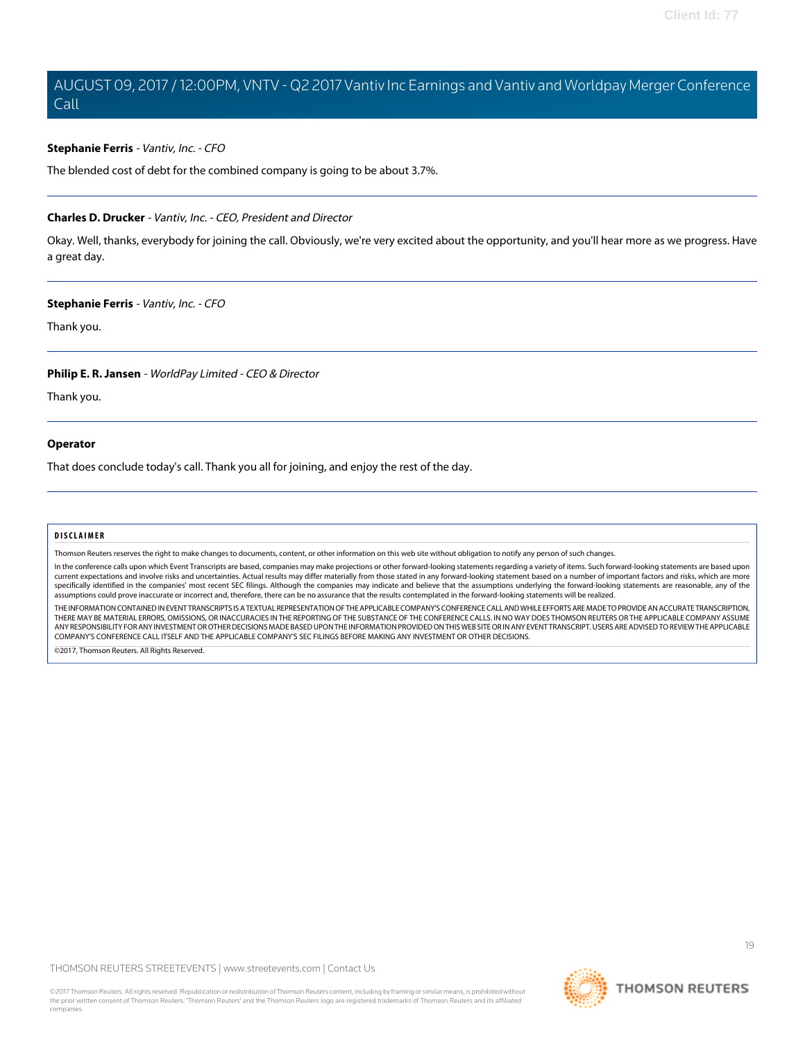**Stephanie Ferris** - *Vantiv, Inc. - CFO*

The blended cost of debt for the combined company is going to be about 3.7%.

---

**Charles D. Drucker** - *Vantiv, Inc. - CEO, President and Director*

Okay. Well, thanks, everybody for joining the call. Obviously, we're very excited about the opportunity, and you'll hear more as we progress. Have a great day.

---

**Stephanie Ferris** - *Vantiv, Inc. - CFO*

Thank you.

---

**Philip E. R. Jansen** - *WorldPay Limited - CEO & Director*

Thank you.

---

**Operator**

That does conclude today's call. Thank you all for joining, and enjoy the rest of the day.

---

**DISCLAIMER**

Thomson Reuters reserves the right to make changes to documents, content, or other information on this web site without obligation to notify any person of such changes.

In the conference calls upon which Event Transcripts are based, companies may make projections or other forward-looking statements regarding a variety of items. Such forward-looking statements are based upon current expectations and involve risks and uncertainties. Actual results may differ materially from those stated in any forward-looking statement based on a number of important factors and risks, which are more specifically identified in the companies' most recent SEC filings. Although the companies may indicate and believe that the assumptions underlying the forward-looking statements are reasonable, any of the assumptions could prove inaccurate or incorrect and, therefore, there can be no assurance that the results contemplated in the forward-looking statements will be realized.

THE INFORMATION CONTAINED IN EVENT TRANSCRIPTS IS A TEXTUAL REPRESENTATION OF THE APPLICABLE COMPANY'S CONFERENCE CALL AND WHILE EFFORTS ARE MADE TO PROVIDE AN ACCURATE TRANSCRIPTION, THERE MAY BE MATERIAL ERRORS, OMISSIONS, OR INACCURACIES IN THE REPORTING OF THE SUBSTANCE OF THE CONFERENCE CALLS. IN NO WAY DOES THOMSON REUTERS OR THE APPLICABLE COMPANY ASSUME ANY RESPONSIBILITY FOR ANY INVESTMENT OR OTHER DECISIONS MADE BASED UPON THE INFORMATION PROVIDED ON THIS WEB SITE OR IN ANY EVENT TRANSCRIPT. USERS ARE ADVISED TO REVIEW THE APPLICABLE COMPANY'S CONFERENCE CALL ITSELF AND THE APPLICABLE COMPANY'S SEC FILINGS BEFORE MAKING ANY INVESTMENT OR OTHER DECISIONS.

©2017, Thomson Reuters. All Rights Reserved.